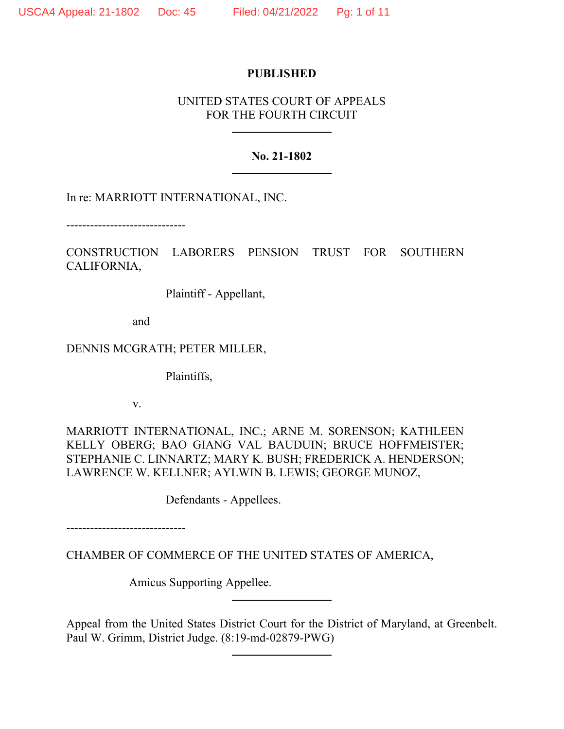**PUBLISHED**

UNITED STATES COURT OF APPEALS
FOR THE FOURTH CIRCUIT

---

**No. 21-1802**

---

In re: MARRIOTT INTERNATIONAL, INC.

------------------------------

CONSTRUCTION LABORERS PENSION TRUST FOR SOUTHERN CALIFORNIA,

Plaintiff - Appellant,

and

DENNIS MCGRATH; PETER MILLER,

Plaintiffs,

v.

MARRIOTT INTERNATIONAL, INC.; ARNE M. SORENSON; KATHLEEN KELLY OBERG; BAO GIANG VAL BAUDUIN; BRUCE HOFFMEISTER; STEPHANIE C. LINNARTZ; MARY K. BUSH; FREDERICK A. HENDERSON; LAWRENCE W. KELLNER; AYLWIN B. LEWIS; GEORGE MUNOZ,

Defendants - Appellees.

------------------------------

CHAMBER OF COMMERCE OF THE UNITED STATES OF AMERICA,

Amicus Supporting Appellee.

---

Appeal from the United States District Court for the District of Maryland, at Greenbelt. Paul W. Grimm, District Judge. (8:19-md-02879-PWG)

---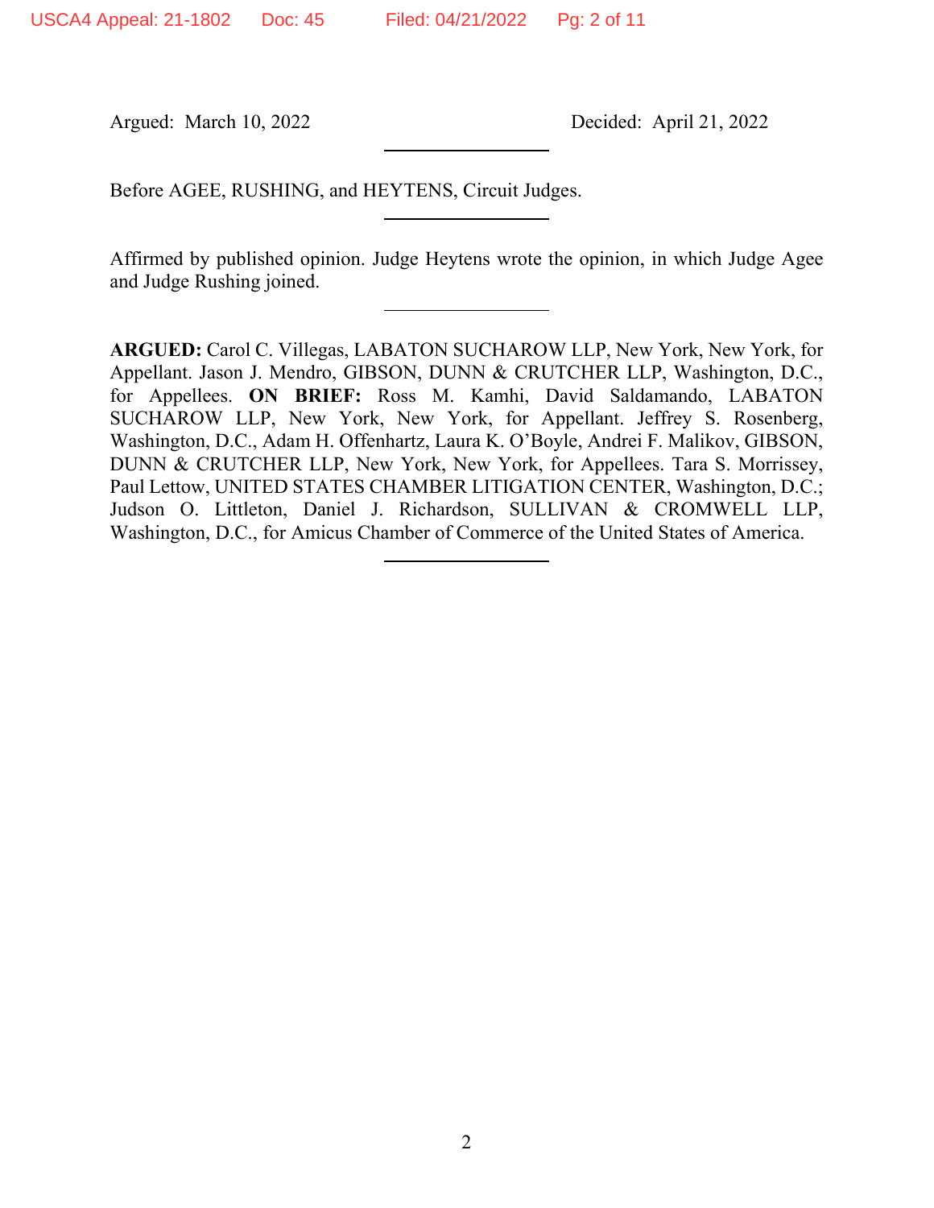Argued: March 10, 2022 Decided: April 21, 2022

---

Before AGEE, RUSHING, and HEYTENS, Circuit Judges.

---

Affirmed by published opinion. Judge Heytens wrote the opinion, in which Judge Agee and Judge Rushing joined.

---

**ARGUED:** Carol C. Villegas, LABATON SUCHAROW LLP, New York, New York, for Appellant. Jason J. Mendro, GIBSON, DUNN & CRUTCHER LLP, Washington, D.C., for Appellees. **ON BRIEF:** Ross M. Kamhi, David Saldamando, LABATON SUCHAROW LLP, New York, New York, for Appellant. Jeffrey S. Rosenberg, Washington, D.C., Adam H. Offenhartz, Laura K. O'Boyle, Andrei F. Malikov, GIBSON, DUNN & CRUTCHER LLP, New York, New York, for Appellees. Tara S. Morrissey, Paul Lettow, UNITED STATES CHAMBER LITIGATION CENTER, Washington, D.C.; Judson O. Littleton, Daniel J. Richardson, SULLIVAN & CROMWELL LLP, Washington, D.C., for Amicus Chamber of Commerce of the United States of America.

---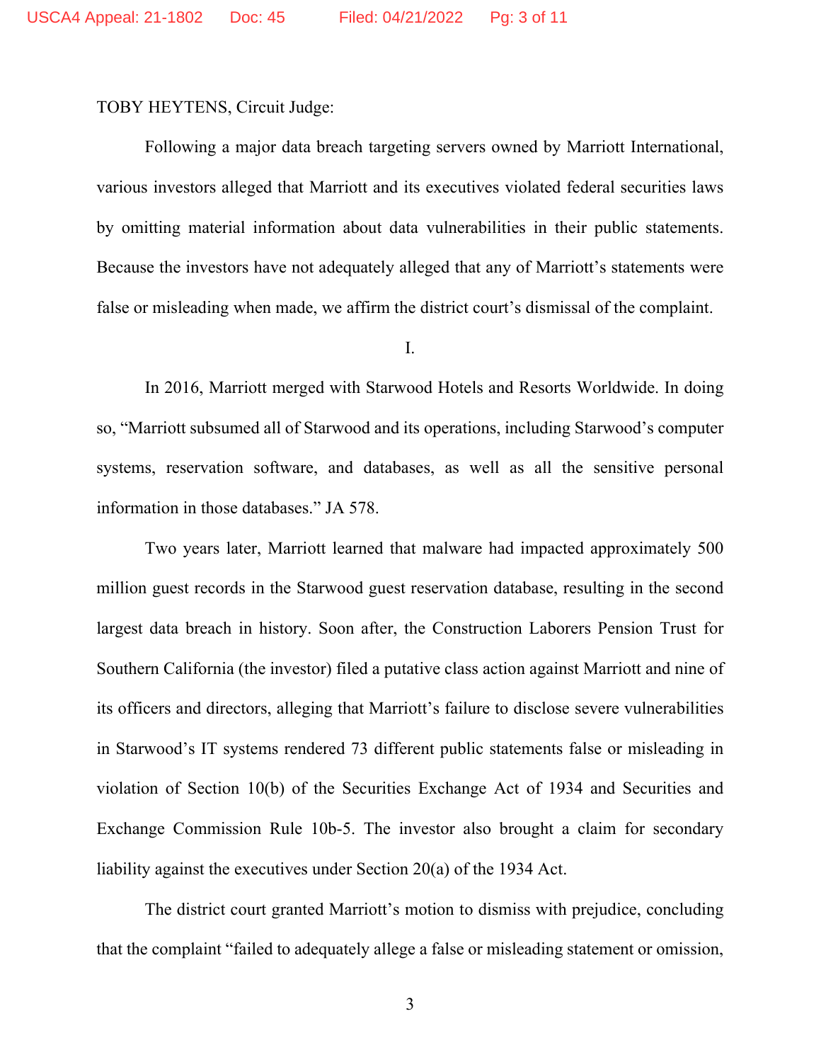TOBY HEYTENS, Circuit Judge:

Following a major data breach targeting servers owned by Marriott International, various investors alleged that Marriott and its executives violated federal securities laws by omitting material information about data vulnerabilities in their public statements. Because the investors have not adequately alleged that any of Marriott's statements were false or misleading when made, we affirm the district court's dismissal of the complaint.

I.

In 2016, Marriott merged with Starwood Hotels and Resorts Worldwide. In doing so, "Marriott subsumed all of Starwood and its operations, including Starwood's computer systems, reservation software, and databases, as well as all the sensitive personal information in those databases." JA 578.

Two years later, Marriott learned that malware had impacted approximately 500 million guest records in the Starwood guest reservation database, resulting in the second largest data breach in history. Soon after, the Construction Laborers Pension Trust for Southern California (the investor) filed a putative class action against Marriott and nine of its officers and directors, alleging that Marriott's failure to disclose severe vulnerabilities in Starwood's IT systems rendered 73 different public statements false or misleading in violation of Section 10(b) of the Securities Exchange Act of 1934 and Securities and Exchange Commission Rule 10b-5. The investor also brought a claim for secondary liability against the executives under Section 20(a) of the 1934 Act.

The district court granted Marriott's motion to dismiss with prejudice, concluding that the complaint "failed to adequately allege a false or misleading statement or omission,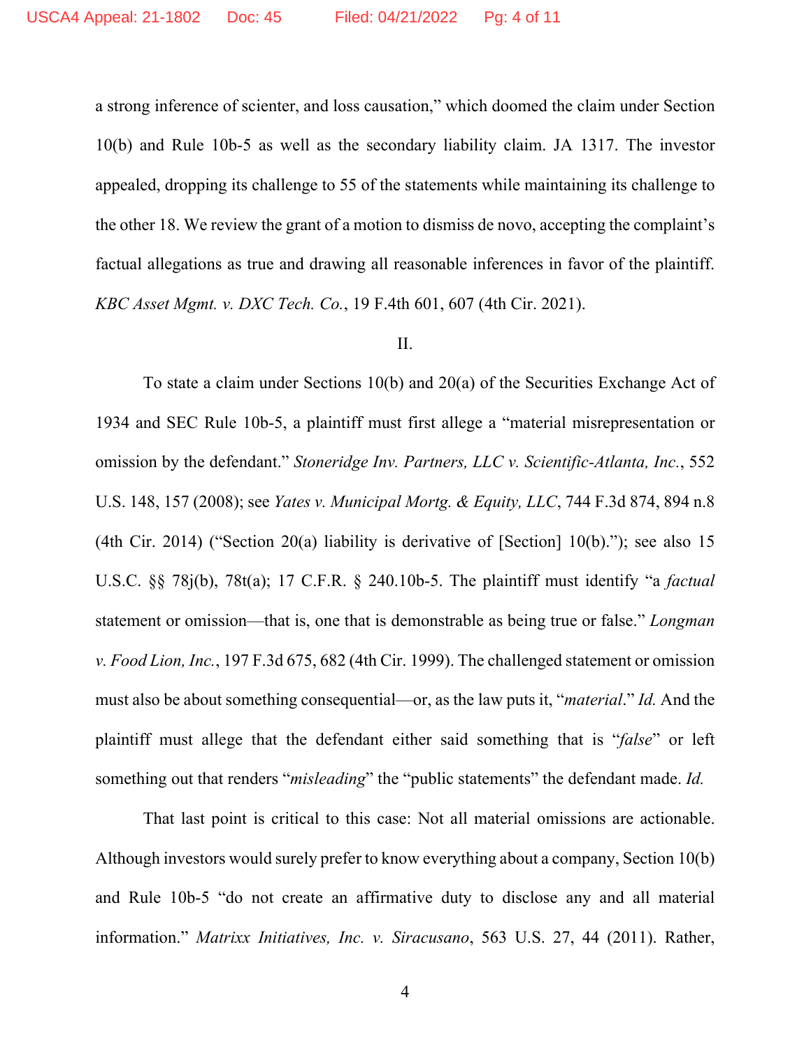a strong inference of scienter, and loss causation," which doomed the claim under Section 10(b) and Rule 10b-5 as well as the secondary liability claim. JA 1317. The investor appealed, dropping its challenge to 55 of the statements while maintaining its challenge to the other 18. We review the grant of a motion to dismiss de novo, accepting the complaint's factual allegations as true and drawing all reasonable inferences in favor of the plaintiff. *KBC Asset Mgmt. v. DXC Tech. Co.*, 19 F.4th 601, 607 (4th Cir. 2021).

## II.

To state a claim under Sections 10(b) and 20(a) of the Securities Exchange Act of 1934 and SEC Rule 10b-5, a plaintiff must first allege a "material misrepresentation or omission by the defendant." *Stoneridge Inv. Partners, LLC v. Scientific-Atlanta, Inc.*, 552 U.S. 148, 157 (2008); see *Yates v. Municipal Mortg. & Equity, LLC*, 744 F.3d 874, 894 n.8 (4th Cir. 2014) ("Section 20(a) liability is derivative of [Section] 10(b)."); see also 15 U.S.C. §§ 78j(b), 78t(a); 17 C.F.R. § 240.10b-5. The plaintiff must identify "a *factual* statement or omission—that is, one that is demonstrable as being true or false." *Longman v. Food Lion, Inc.*, 197 F.3d 675, 682 (4th Cir. 1999). The challenged statement or omission must also be about something consequential—or, as the law puts it, "*material*." *Id.* And the plaintiff must allege that the defendant either said something that is "*false*" or left something out that renders "*misleading*" the "public statements" the defendant made. *Id.*

That last point is critical to this case: Not all material omissions are actionable. Although investors would surely prefer to know everything about a company, Section 10(b) and Rule 10b-5 "do not create an affirmative duty to disclose any and all material information." *Matrixx Initiatives, Inc. v. Siracusano*, 563 U.S. 27, 44 (2011). Rather,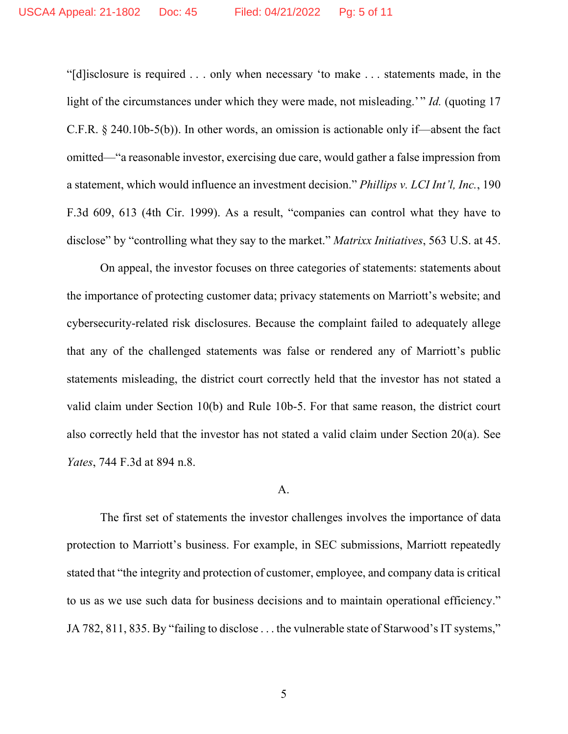"[d]isclosure is required . . . only when necessary 'to make . . . statements made, in the light of the circumstances under which they were made, not misleading.'" *Id.* (quoting 17 C.F.R. § 240.10b-5(b)). In other words, an omission is actionable only if—absent the fact omitted—"a reasonable investor, exercising due care, would gather a false impression from a statement, which would influence an investment decision." *Phillips v. LCI Int'l, Inc.*, 190 F.3d 609, 613 (4th Cir. 1999). As a result, "companies can control what they have to disclose" by "controlling what they say to the market." *Matrixx Initiatives*, 563 U.S. at 45.

On appeal, the investor focuses on three categories of statements: statements about the importance of protecting customer data; privacy statements on Marriott's website; and cybersecurity-related risk disclosures. Because the complaint failed to adequately allege that any of the challenged statements was false or rendered any of Marriott's public statements misleading, the district court correctly held that the investor has not stated a valid claim under Section 10(b) and Rule 10b-5. For that same reason, the district court also correctly held that the investor has not stated a valid claim under Section 20(a). See *Yates*, 744 F.3d at 894 n.8.

A.

The first set of statements the investor challenges involves the importance of data protection to Marriott's business. For example, in SEC submissions, Marriott repeatedly stated that "the integrity and protection of customer, employee, and company data is critical to us as we use such data for business decisions and to maintain operational efficiency." JA 782, 811, 835. By "failing to disclose . . . the vulnerable state of Starwood's IT systems,"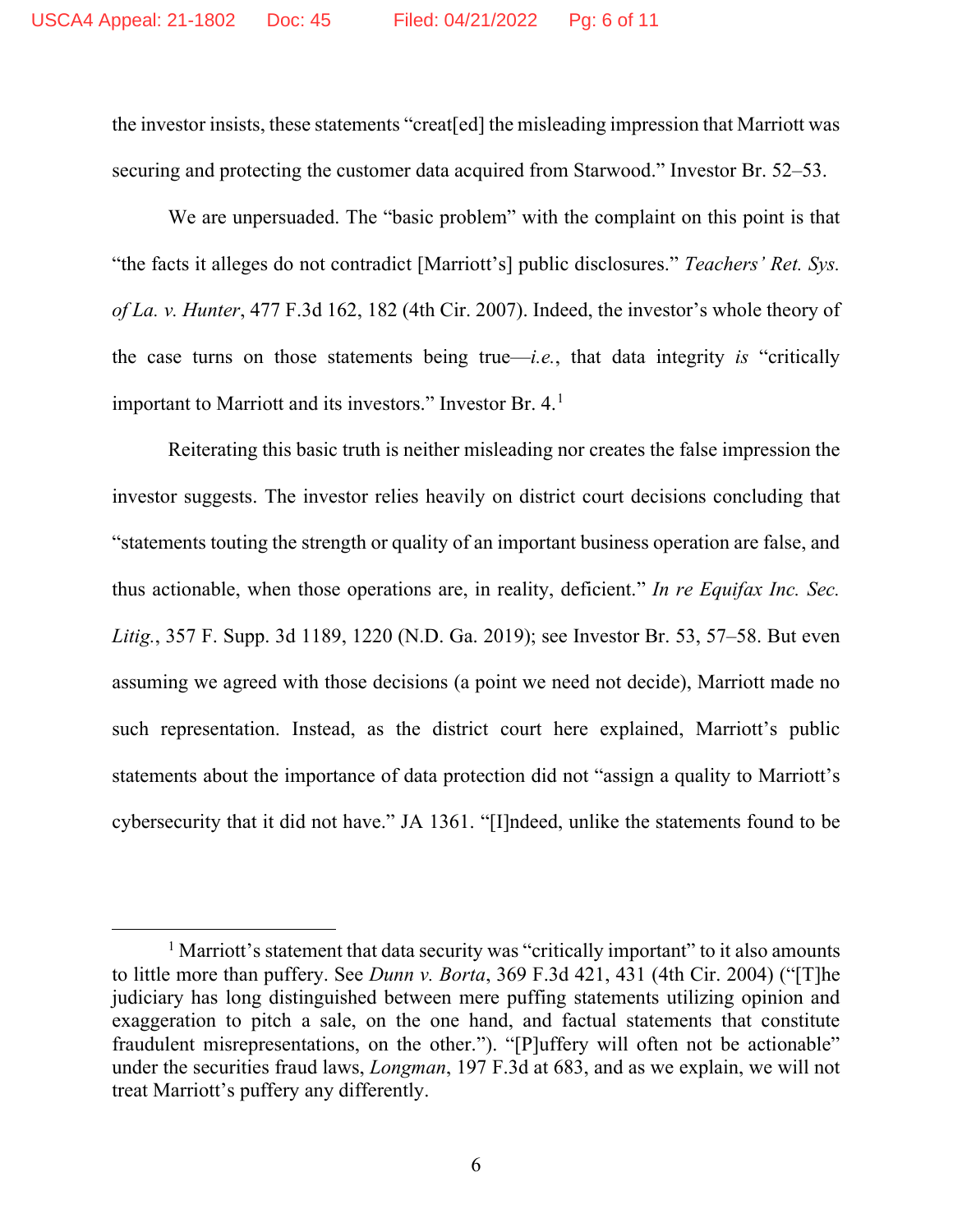the investor insists, these statements "creat[ed] the misleading impression that Marriott was securing and protecting the customer data acquired from Starwood." Investor Br. 52–53.

We are unpersuaded. The "basic problem" with the complaint on this point is that "the facts it alleges do not contradict [Marriott's] public disclosures." *Teachers' Ret. Sys. of La. v. Hunter*, 477 F.3d 162, 182 (4th Cir. 2007). Indeed, the investor's whole theory of the case turns on those statements being true—*i.e.*, that data integrity *is* "critically important to Marriott and its investors." Investor Br. 4.[1]

Reiterating this basic truth is neither misleading nor creates the false impression the investor suggests. The investor relies heavily on district court decisions concluding that "statements touting the strength or quality of an important business operation are false, and thus actionable, when those operations are, in reality, deficient." *In re Equifax Inc. Sec. Litig.*, 357 F. Supp. 3d 1189, 1220 (N.D. Ga. 2019); see Investor Br. 53, 57–58. But even assuming we agreed with those decisions (a point we need not decide), Marriott made no such representation. Instead, as the district court here explained, Marriott's public statements about the importance of data protection did not "assign a quality to Marriott's cybersecurity that it did not have." JA 1361. "[I]ndeed, unlike the statements found to be

[1] Marriott's statement that data security was "critically important" to it also amounts to little more than puffery. See *Dunn v. Borta*, 369 F.3d 421, 431 (4th Cir. 2004) ("[T]he judiciary has long distinguished between mere puffing statements utilizing opinion and exaggeration to pitch a sale, on the one hand, and factual statements that constitute fraudulent misrepresentations, on the other."). "[P]uffery will often not be actionable" under the securities fraud laws, *Longman*, 197 F.3d at 683, and as we explain, we will not treat Marriott's puffery any differently.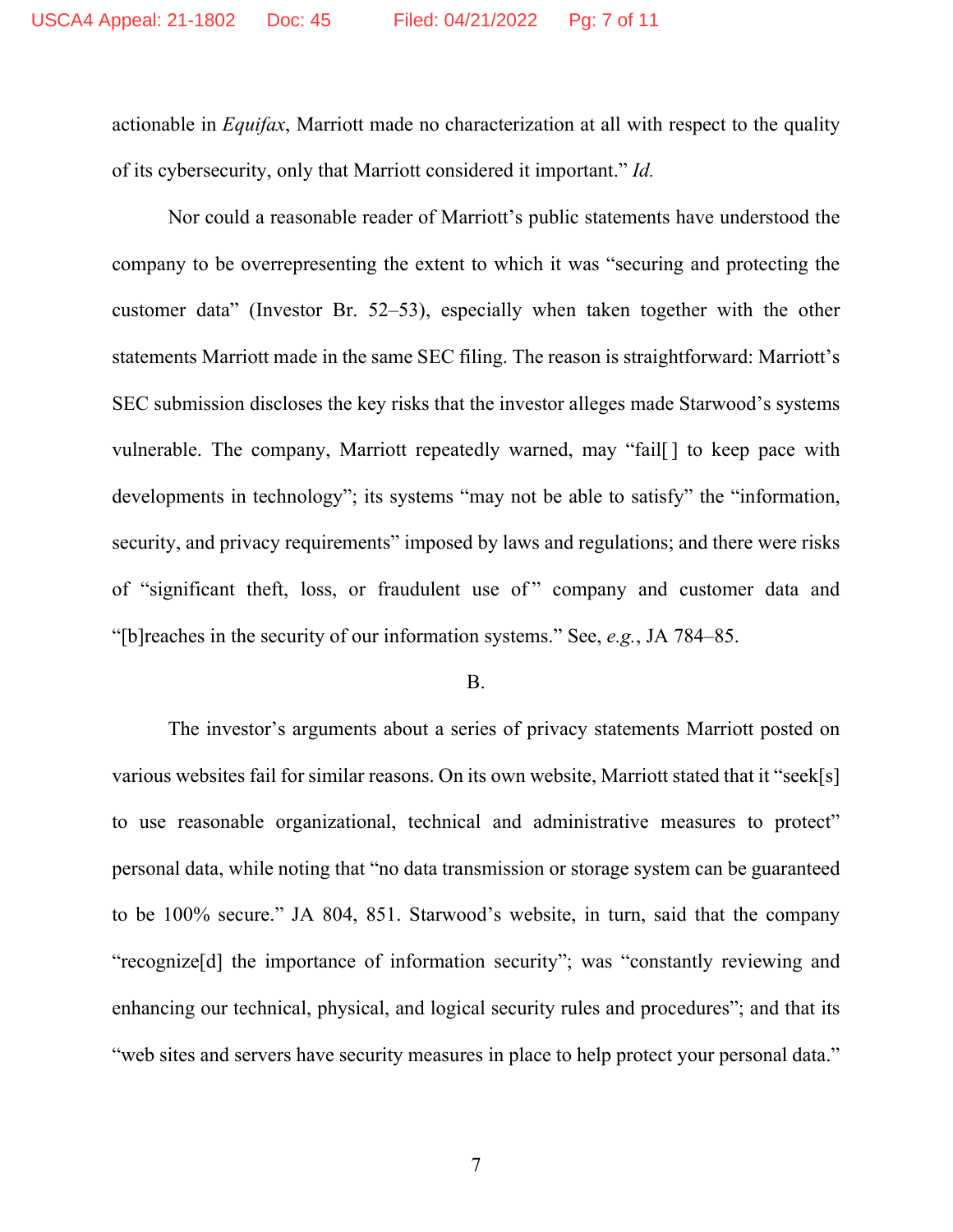actionable in *Equifax*, Marriott made no characterization at all with respect to the quality of its cybersecurity, only that Marriott considered it important." *Id.*

Nor could a reasonable reader of Marriott's public statements have understood the company to be overrepresenting the extent to which it was "securing and protecting the customer data" (Investor Br. 52–53), especially when taken together with the other statements Marriott made in the same SEC filing. The reason is straightforward: Marriott's SEC submission discloses the key risks that the investor alleges made Starwood's systems vulnerable. The company, Marriott repeatedly warned, may "fail[ ] to keep pace with developments in technology"; its systems "may not be able to satisfy" the "information, security, and privacy requirements" imposed by laws and regulations; and there were risks of "significant theft, loss, or fraudulent use of" company and customer data and "[b]reaches in the security of our information systems." See, *e.g.*, JA 784–85.

B.

The investor's arguments about a series of privacy statements Marriott posted on various websites fail for similar reasons. On its own website, Marriott stated that it "seek[s] to use reasonable organizational, technical and administrative measures to protect" personal data, while noting that "no data transmission or storage system can be guaranteed to be 100% secure." JA 804, 851. Starwood's website, in turn, said that the company "recognize[d] the importance of information security"; was "constantly reviewing and enhancing our technical, physical, and logical security rules and procedures"; and that its "web sites and servers have security measures in place to help protect your personal data."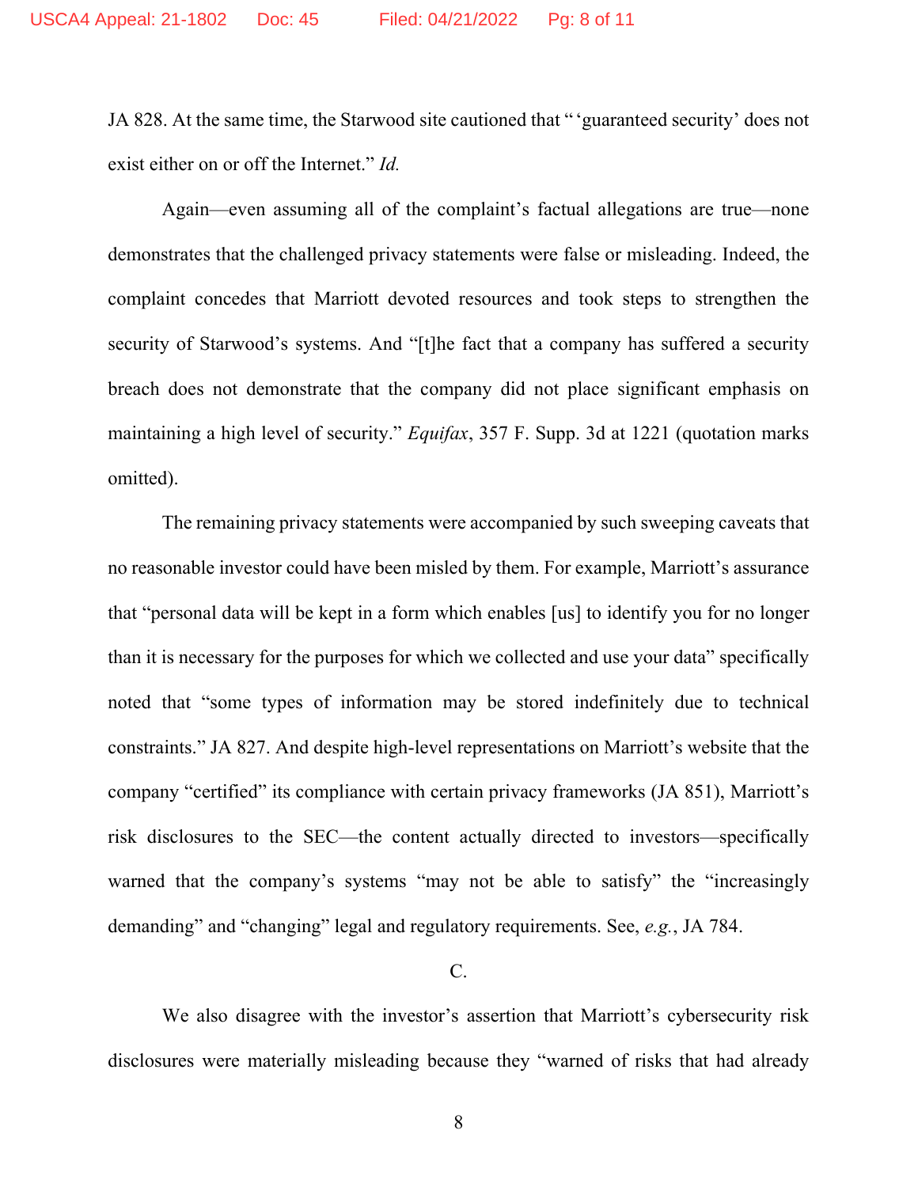JA 828. At the same time, the Starwood site cautioned that "'guaranteed security' does not exist either on or off the Internet." *Id.*

Again—even assuming all of the complaint's factual allegations are true—none demonstrates that the challenged privacy statements were false or misleading. Indeed, the complaint concedes that Marriott devoted resources and took steps to strengthen the security of Starwood's systems. And "[t]he fact that a company has suffered a security breach does not demonstrate that the company did not place significant emphasis on maintaining a high level of security." *Equifax*, 357 F. Supp. 3d at 1221 (quotation marks omitted).

The remaining privacy statements were accompanied by such sweeping caveats that no reasonable investor could have been misled by them. For example, Marriott's assurance that "personal data will be kept in a form which enables [us] to identify you for no longer than it is necessary for the purposes for which we collected and use your data" specifically noted that "some types of information may be stored indefinitely due to technical constraints." JA 827. And despite high-level representations on Marriott's website that the company "certified" its compliance with certain privacy frameworks (JA 851), Marriott's risk disclosures to the SEC—the content actually directed to investors—specifically warned that the company's systems "may not be able to satisfy" the "increasingly demanding" and "changing" legal and regulatory requirements. See, *e.g.*, JA 784.

C.

We also disagree with the investor's assertion that Marriott's cybersecurity risk disclosures were materially misleading because they "warned of risks that had already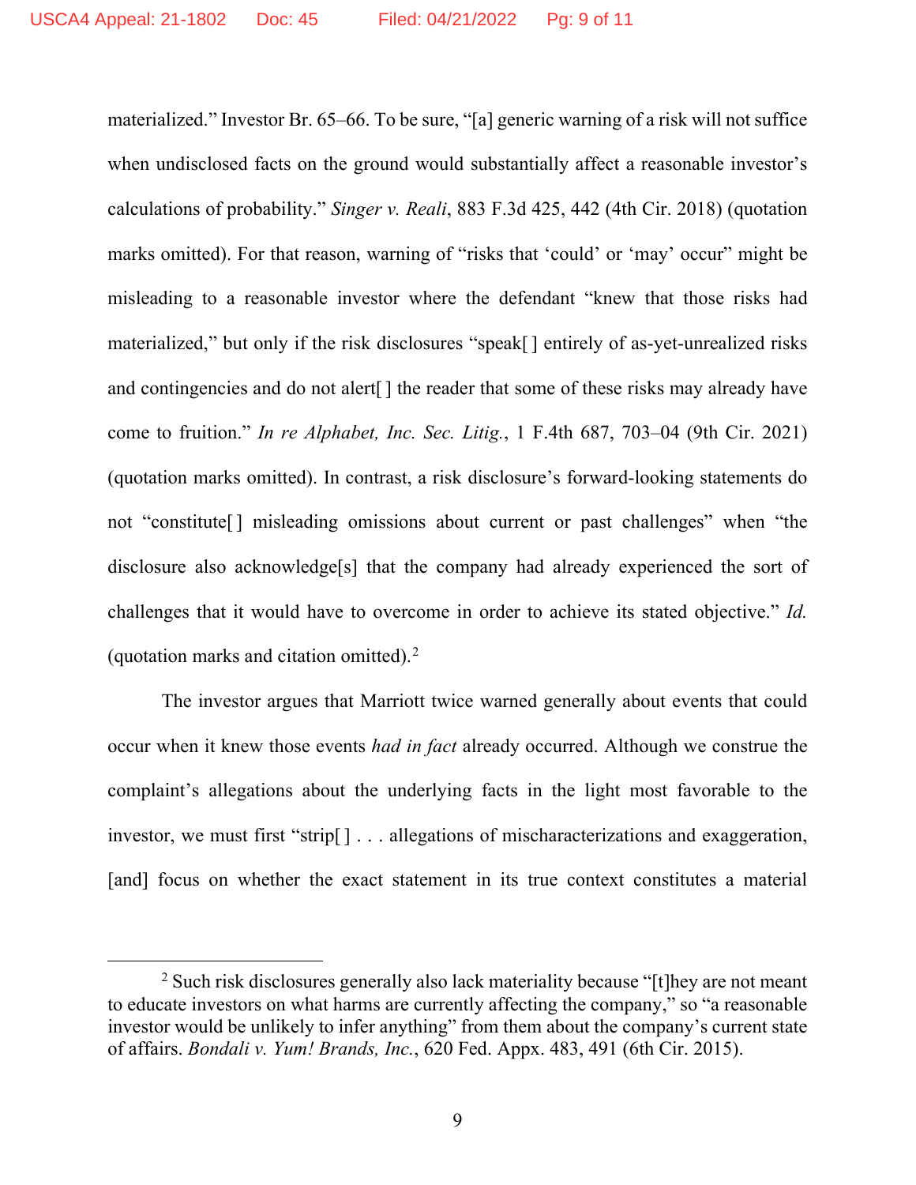materialized." Investor Br. 65–66. To be sure, "[a] generic warning of a risk will not suffice when undisclosed facts on the ground would substantially affect a reasonable investor's calculations of probability." *Singer v. Reali*, 883 F.3d 425, 442 (4th Cir. 2018) (quotation marks omitted). For that reason, warning of "risks that 'could' or 'may' occur" might be misleading to a reasonable investor where the defendant "knew that those risks had materialized," but only if the risk disclosures "speak[ ] entirely of as-yet-unrealized risks and contingencies and do not alert[ ] the reader that some of these risks may already have come to fruition." *In re Alphabet, Inc. Sec. Litig.*, 1 F.4th 687, 703–04 (9th Cir. 2021) (quotation marks omitted). In contrast, a risk disclosure's forward-looking statements do not "constitute[ ] misleading omissions about current or past challenges" when "the disclosure also acknowledge[s] that the company had already experienced the sort of challenges that it would have to overcome in order to achieve its stated objective." *Id.* (quotation marks and citation omitted).[2]

The investor argues that Marriott twice warned generally about events that could occur when it knew those events *had in fact* already occurred. Although we construe the complaint's allegations about the underlying facts in the light most favorable to the investor, we must first "strip[ ] . . . allegations of mischaracterizations and exaggeration, [and] focus on whether the exact statement in its true context constitutes a material

[2] Such risk disclosures generally also lack materiality because "[t]hey are not meant to educate investors on what harms are currently affecting the company," so "a reasonable investor would be unlikely to infer anything" from them about the company's current state of affairs. *Bondali v. Yum! Brands, Inc.*, 620 Fed. Appx. 483, 491 (6th Cir. 2015).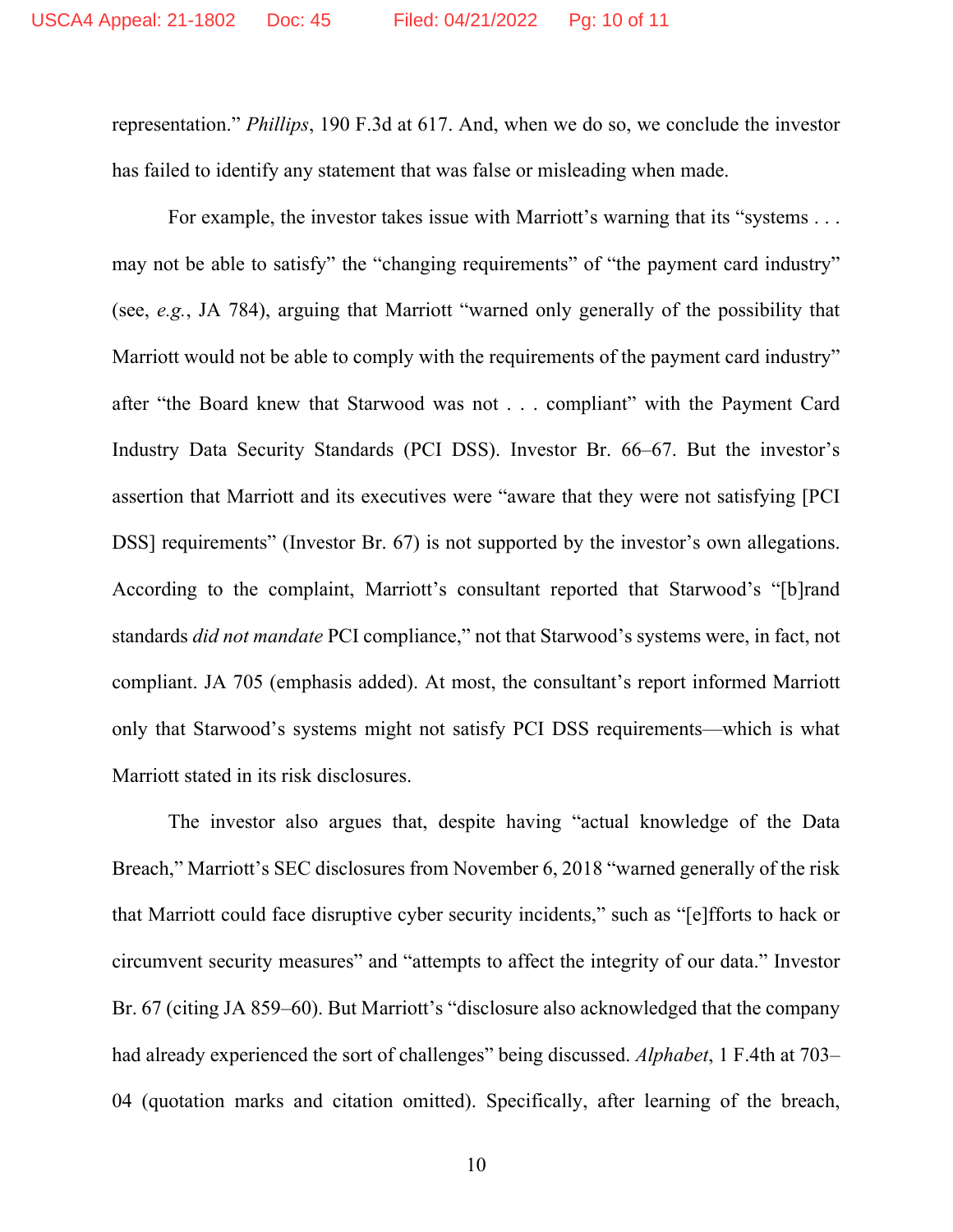representation." *Phillips*, 190 F.3d at 617. And, when we do so, we conclude the investor has failed to identify any statement that was false or misleading when made.

For example, the investor takes issue with Marriott's warning that its "systems . . . may not be able to satisfy" the "changing requirements" of "the payment card industry" (see, *e.g.*, JA 784), arguing that Marriott "warned only generally of the possibility that Marriott would not be able to comply with the requirements of the payment card industry" after "the Board knew that Starwood was not . . . compliant" with the Payment Card Industry Data Security Standards (PCI DSS). Investor Br. 66–67. But the investor's assertion that Marriott and its executives were "aware that they were not satisfying [PCI DSS] requirements" (Investor Br. 67) is not supported by the investor's own allegations. According to the complaint, Marriott's consultant reported that Starwood's "[b]rand standards *did not mandate* PCI compliance," not that Starwood's systems were, in fact, not compliant. JA 705 (emphasis added). At most, the consultant's report informed Marriott only that Starwood's systems might not satisfy PCI DSS requirements—which is what Marriott stated in its risk disclosures.

The investor also argues that, despite having "actual knowledge of the Data Breach," Marriott's SEC disclosures from November 6, 2018 "warned generally of the risk that Marriott could face disruptive cyber security incidents," such as "[e]fforts to hack or circumvent security measures" and "attempts to affect the integrity of our data." Investor Br. 67 (citing JA 859–60). But Marriott's "disclosure also acknowledged that the company had already experienced the sort of challenges" being discussed. *Alphabet*, 1 F.4th at 703–04 (quotation marks and citation omitted). Specifically, after learning of the breach,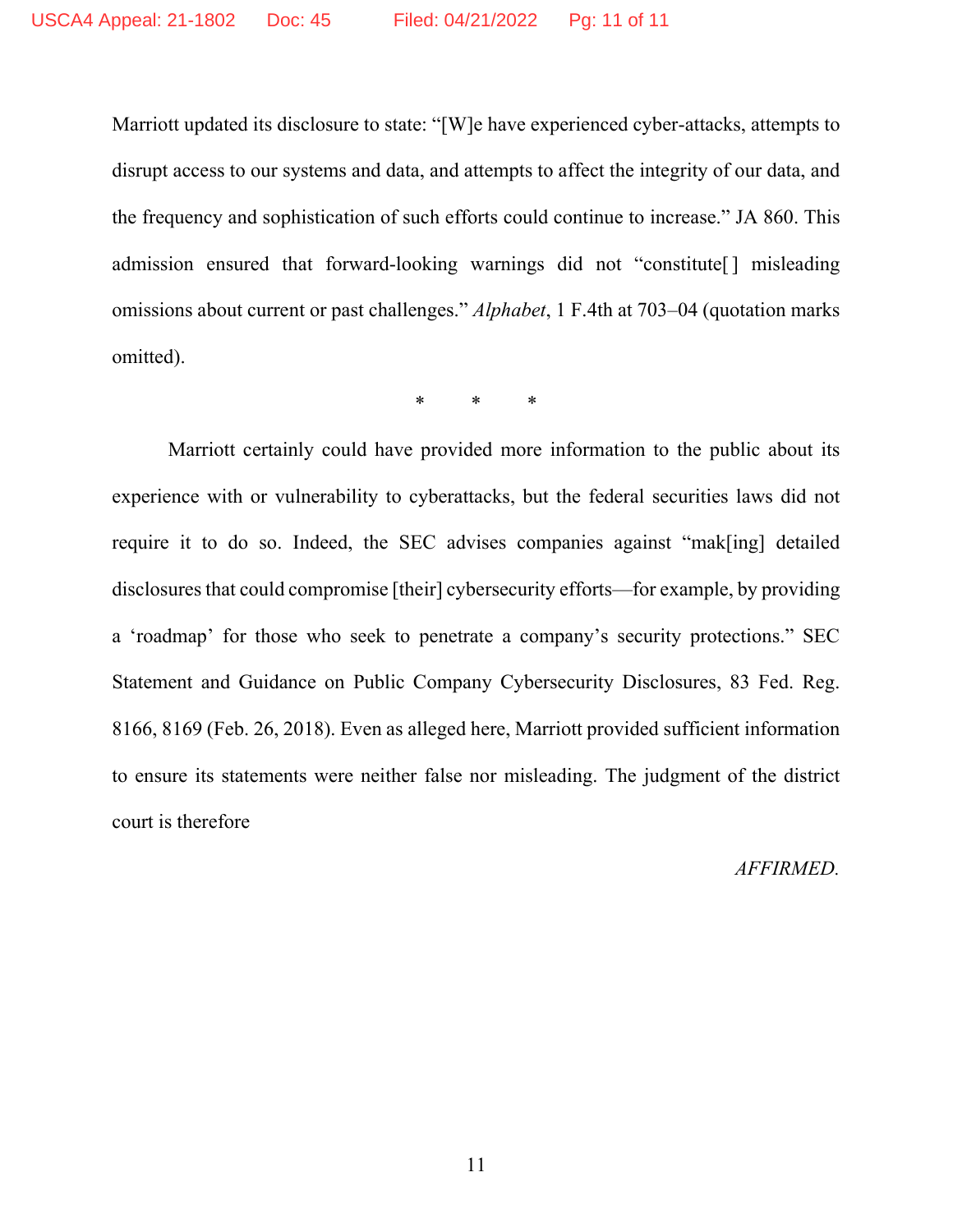Marriott updated its disclosure to state: "[W]e have experienced cyber-attacks, attempts to disrupt access to our systems and data, and attempts to affect the integrity of our data, and the frequency and sophistication of such efforts could continue to increase." JA 860. This admission ensured that forward-looking warnings did not "constitute[ ] misleading omissions about current or past challenges." *Alphabet*, 1 F.4th at 703–04 (quotation marks omitted).

\* \* \*

Marriott certainly could have provided more information to the public about its experience with or vulnerability to cyberattacks, but the federal securities laws did not require it to do so. Indeed, the SEC advises companies against "mak[ing] detailed disclosures that could compromise [their] cybersecurity efforts—for example, by providing a 'roadmap' for those who seek to penetrate a company's security protections." SEC Statement and Guidance on Public Company Cybersecurity Disclosures, 83 Fed. Reg. 8166, 8169 (Feb. 26, 2018). Even as alleged here, Marriott provided sufficient information to ensure its statements were neither false nor misleading. The judgment of the district court is therefore

*AFFIRMED.*